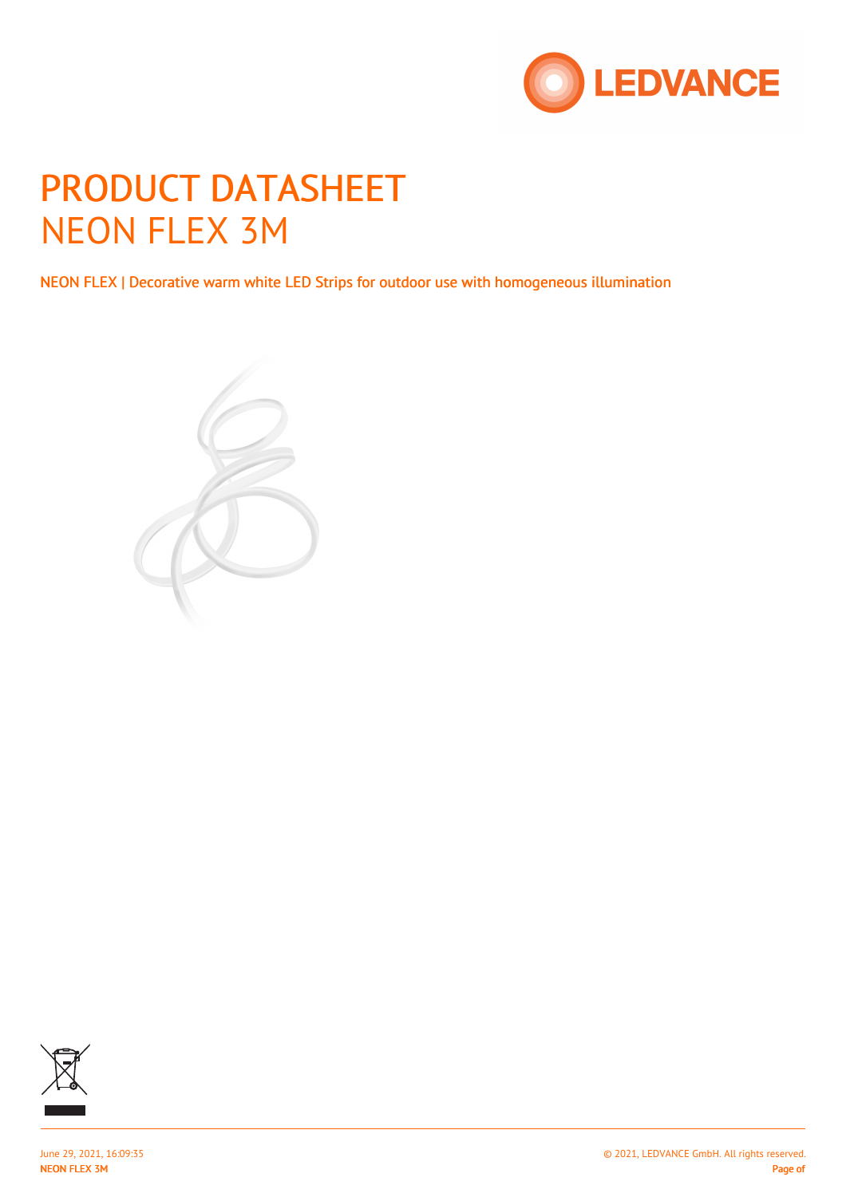# PRODUCT DATASHEET
# NEON FLEX 3M

NEON FLEX | Decorative warm white LED Strips for outdoor use with homogeneous illumination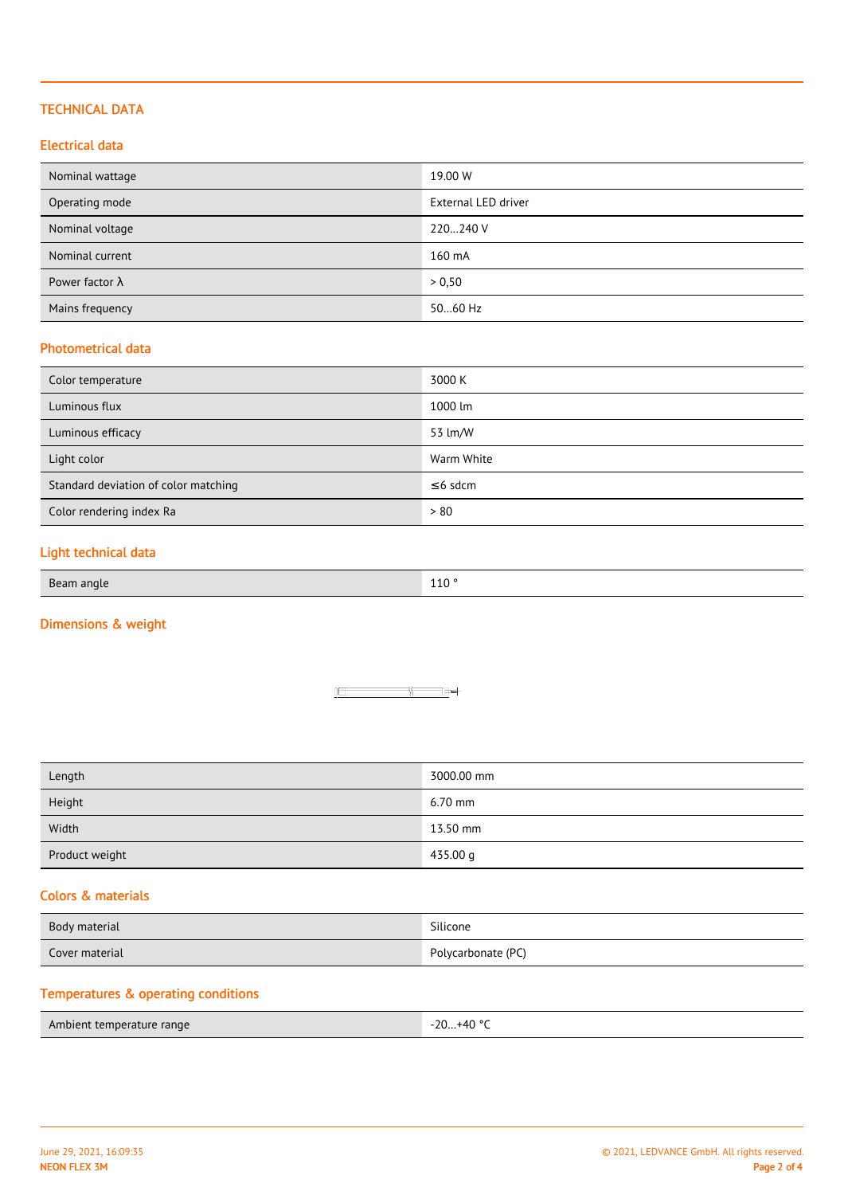## TECHNICAL DATA

### Electrical data

| | |
|---|---|
| Nominal wattage | 19.00 W |
| Operating mode | External LED driver |
| Nominal voltage | 220…240 V |
| Nominal current | 160 mA |
| Power factor λ | > 0,50 |
| Mains frequency | 50…60 Hz |

### Photometrical data

| | |
|---|---|
| Color temperature | 3000 K |
| Luminous flux | 1000 lm |
| Luminous efficacy | 53 lm/W |
| Light color | Warm White |
| Standard deviation of color matching | ≤6 sdcm |
| Color rendering index Ra | > 80 |

### Light technical data

| | |
|---|---|
| Beam angle | 110 ° |

### Dimensions & weight

| | |
|---|---|
| Length | 3000.00 mm |
| Height | 6.70 mm |
| Width | 13.50 mm |
| Product weight | 435.00 g |

### Colors & materials

| | |
|---|---|
| Body material | Silicone |
| Cover material | Polycarbonate (PC) |

### Temperatures & operating conditions

| | |
|---|---|
| Ambient temperature range | -20…+40 °C |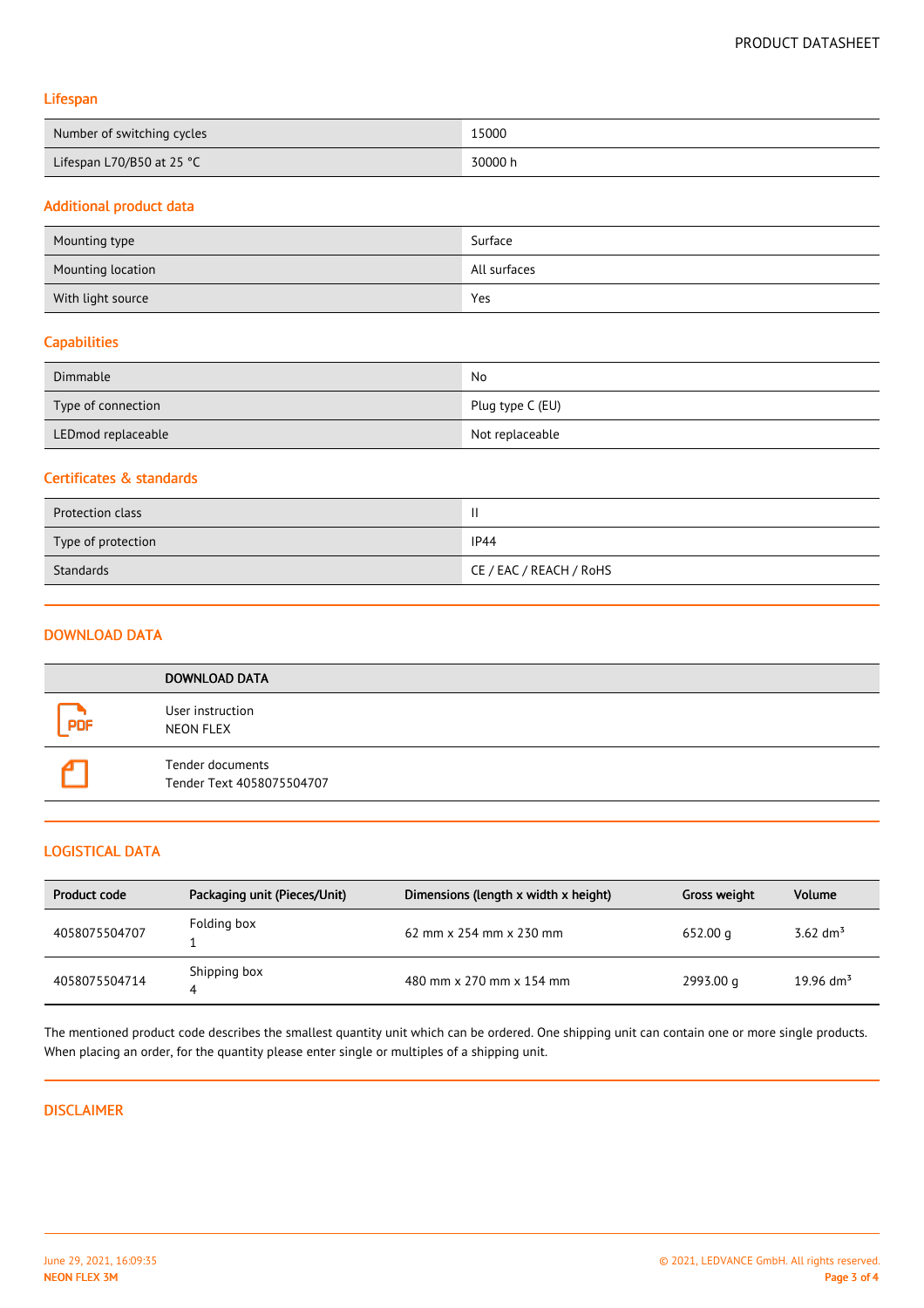### Lifespan

| | |
|---|---|
| Number of switching cycles | 15000 |
| Lifespan L70/B50 at 25 °C | 30000 h |

### Additional product data

| | |
|---|---|
| Mounting type | Surface |
| Mounting location | All surfaces |
| With light source | Yes |

### Capabilities

| | |
|---|---|
| Dimmable | No |
| Type of connection | Plug type C (EU) |
| LEDmod replaceable | Not replaceable |

### Certificates & standards

| | |
|---|---|
| Protection class | II |
| Type of protection | IP44 |
| Standards | CE / EAC / REACH / RoHS |

## DOWNLOAD DATA

| | DOWNLOAD DATA |
|---|---|
| PDF | User instruction<br>NEON FLEX |
| | Tender documents<br>Tender Text 4058075504707 |

## LOGISTICAL DATA

| Product code | Packaging unit (Pieces/Unit) | Dimensions (length x width x height) | Gross weight | Volume |
|---|---|---|---|---|
| 4058075504707 | Folding box<br>1 | 62 mm x 254 mm x 230 mm | 652.00 g | 3.62 $dm^3$ |
| 4058075504714 | Shipping box<br>4 | 480 mm x 270 mm x 154 mm | 2993.00 g | 19.96 $dm^3$ |

The mentioned product code describes the smallest quantity unit which can be ordered. One shipping unit can contain one or more single products. When placing an order, for the quantity please enter single or multiples of a shipping unit.

## DISCLAIMER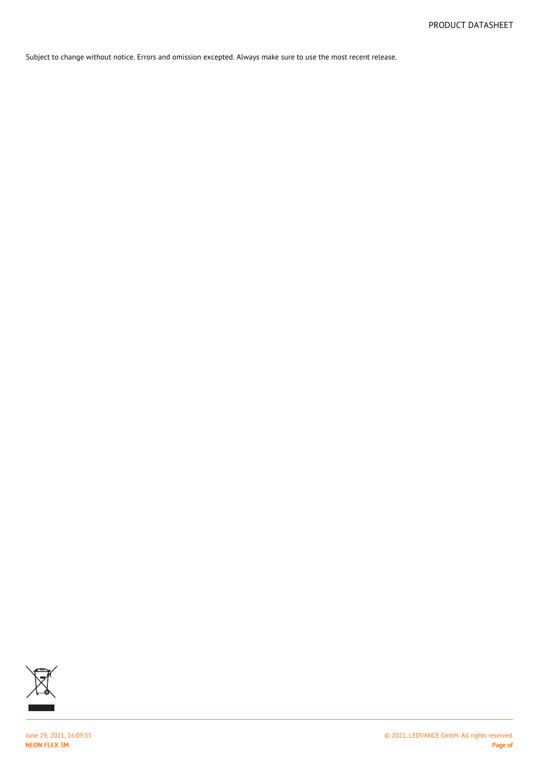Subject to change without notice. Errors and omission excepted. Always make sure to use the most recent release.